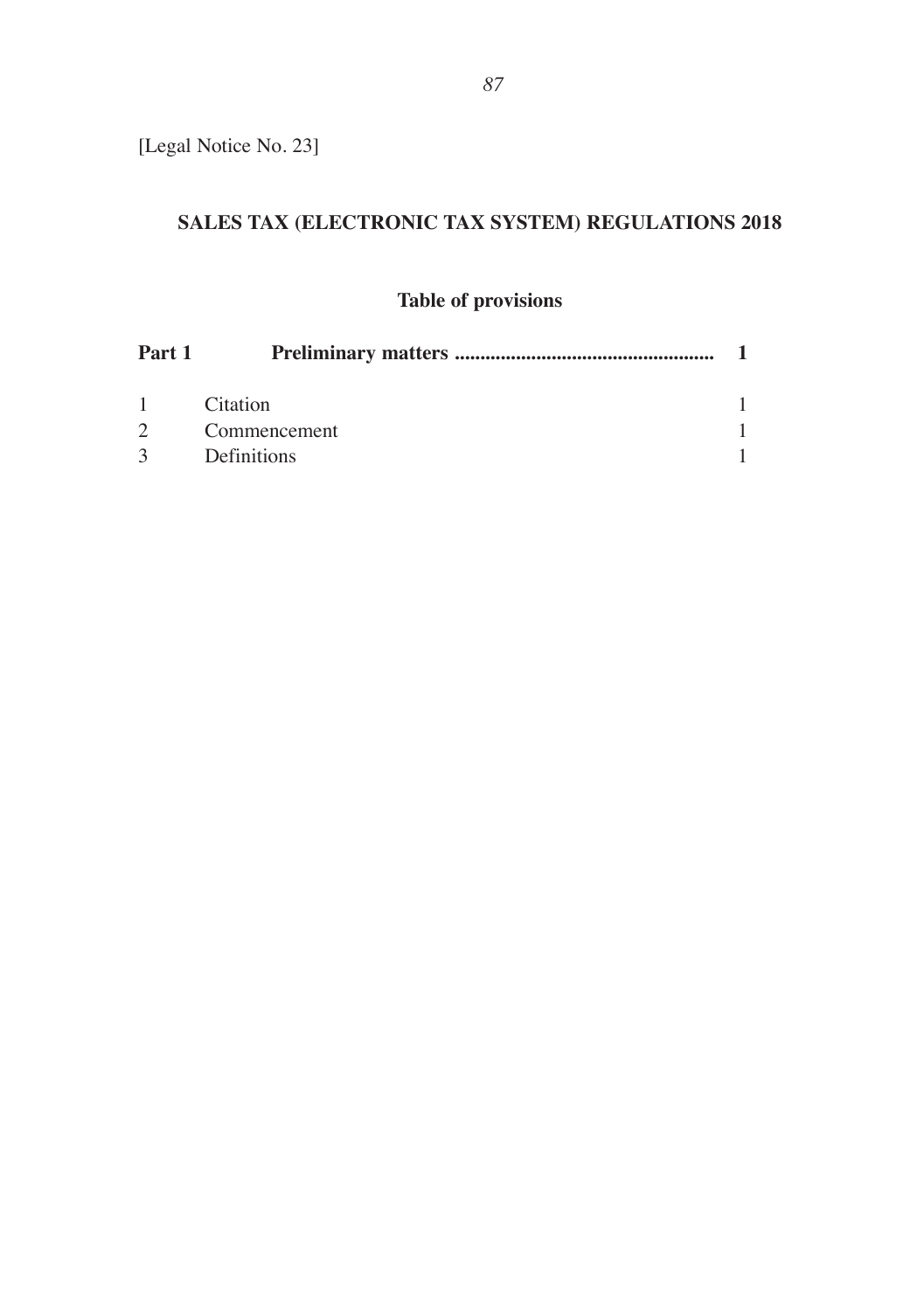[Legal Notice No. 23]

# SALES TAX (ELECTRONIC TAX SYSTEM) REGULATIONS 2018

## Table of provisions

| | | |
|---|---|---|
| **Part 1** | **Preliminary matters** | **1** |
| 1 | Citation | 1 |
| 2 | Commencement | 1 |
| 3 | Definitions | 1 |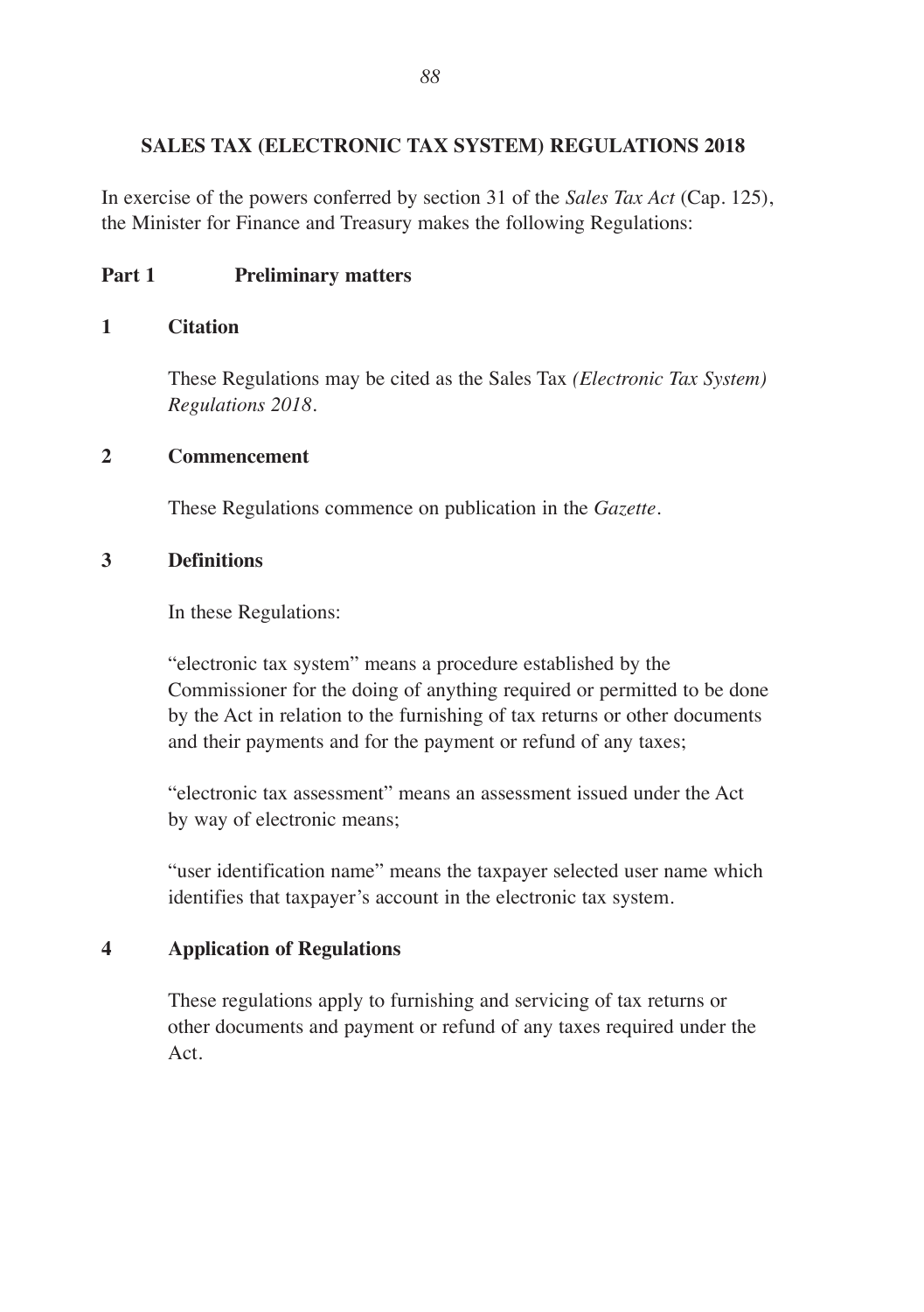## SALES TAX (ELECTRONIC TAX SYSTEM) REGULATIONS 2018

In exercise of the powers conferred by section 31 of the *Sales Tax Act* (Cap. 125), the Minister for Finance and Treasury makes the following Regulations:

### Part 1 Preliminary matters

#### 1 Citation

These Regulations may be cited as the Sales Tax *(Electronic Tax System) Regulations 2018*.

#### 2 Commencement

These Regulations commence on publication in the *Gazette*.

#### 3 Definitions

In these Regulations:

"electronic tax system" means a procedure established by the Commissioner for the doing of anything required or permitted to be done by the Act in relation to the furnishing of tax returns or other documents and their payments and for the payment or refund of any taxes;

"electronic tax assessment" means an assessment issued under the Act by way of electronic means;

"user identification name" means the taxpayer selected user name which identifies that taxpayer's account in the electronic tax system.

#### 4 Application of Regulations

These regulations apply to furnishing and servicing of tax returns or other documents and payment or refund of any taxes required under the Act.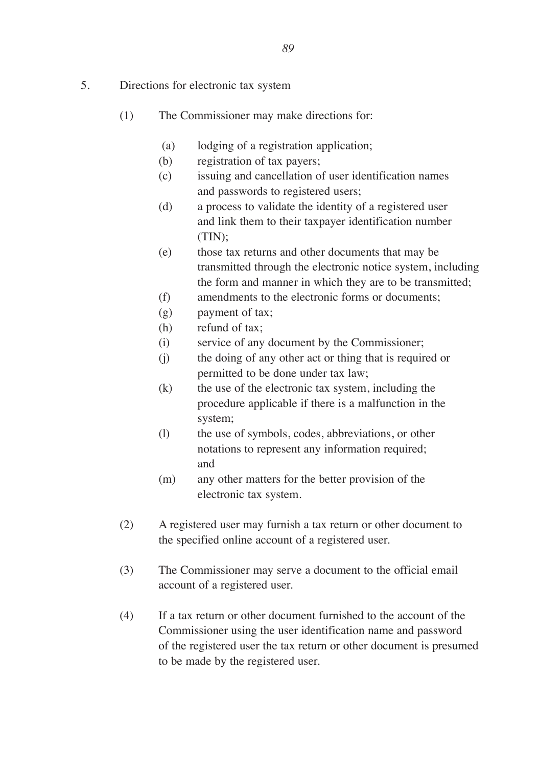5. Directions for electronic tax system

(1) The Commissioner may make directions for:

(a) lodging of a registration application;
(b) registration of tax payers;
(c) issuing and cancellation of user identification names and passwords to registered users;
(d) a process to validate the identity of a registered user and link them to their taxpayer identification number (TIN);
(e) those tax returns and other documents that may be transmitted through the electronic notice system, including the form and manner in which they are to be transmitted;
(f) amendments to the electronic forms or documents;
(g) payment of tax;
(h) refund of tax;
(i) service of any document by the Commissioner;
(j) the doing of any other act or thing that is required or permitted to be done under tax law;
(k) the use of the electronic tax system, including the procedure applicable if there is a malfunction in the system;
(l) the use of symbols, codes, abbreviations, or other notations to represent any information required; and
(m) any other matters for the better provision of the electronic tax system.

(2) A registered user may furnish a tax return or other document to the specified online account of a registered user.

(3) The Commissioner may serve a document to the official email account of a registered user.

(4) If a tax return or other document furnished to the account of the Commissioner using the user identification name and password of the registered user the tax return or other document is presumed to be made by the registered user.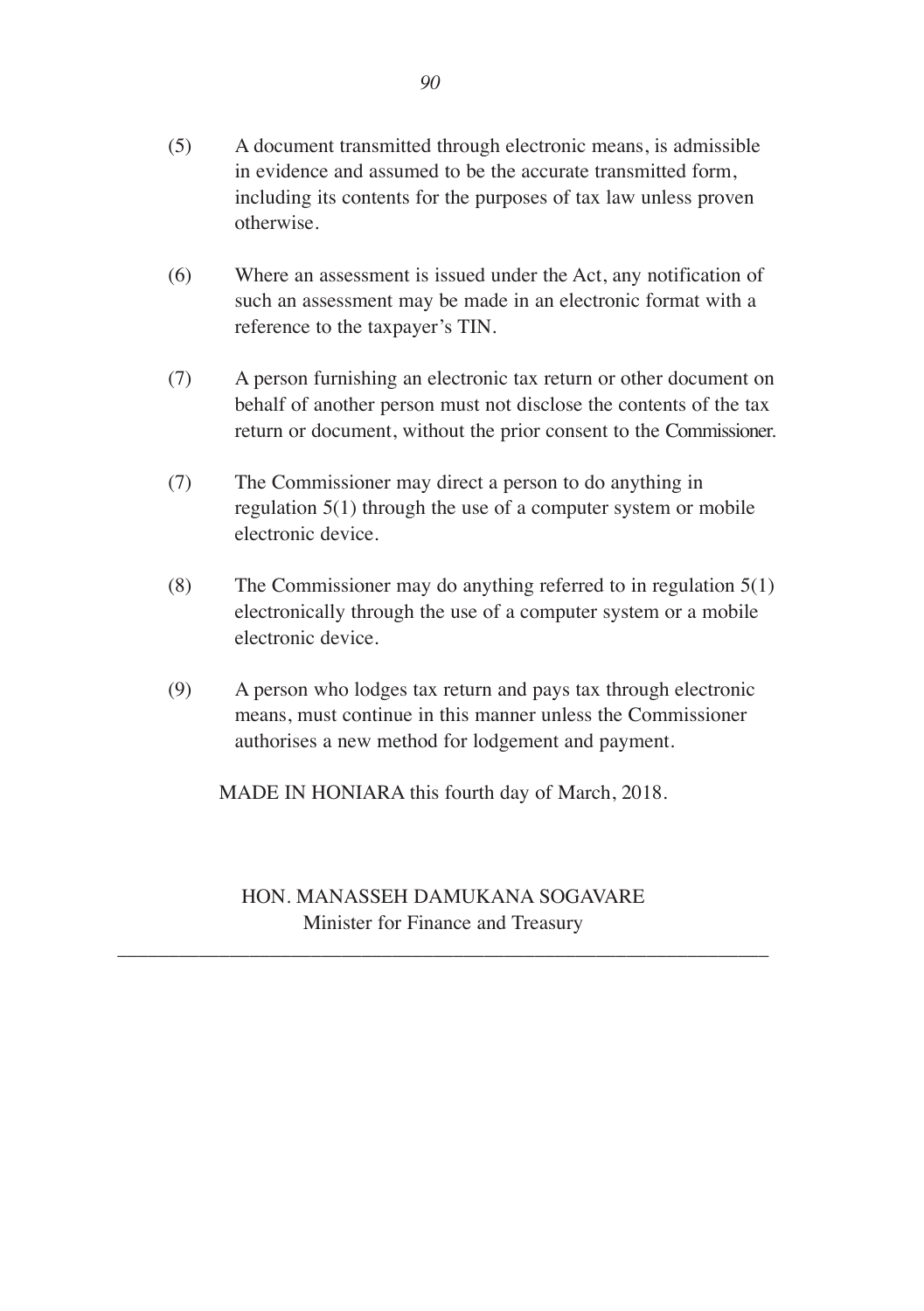(5) A document transmitted through electronic means, is admissible in evidence and assumed to be the accurate transmitted form, including its contents for the purposes of tax law unless proven otherwise.

(6) Where an assessment is issued under the Act, any notification of such an assessment may be made in an electronic format with a reference to the taxpayer's TIN.

(7) A person furnishing an electronic tax return or other document on behalf of another person must not disclose the contents of the tax return or document, without the prior consent to the Commissioner.

(7) The Commissioner may direct a person to do anything in regulation 5(1) through the use of a computer system or mobile electronic device.

(8) The Commissioner may do anything referred to in regulation 5(1) electronically through the use of a computer system or a mobile electronic device.

(9) A person who lodges tax return and pays tax through electronic means, must continue in this manner unless the Commissioner authorises a new method for lodgement and payment.

MADE IN HONIARA this fourth day of March, 2018.

HON. MANASSEH DAMUKANA SOGAVARE
Minister for Finance and Treasury

---